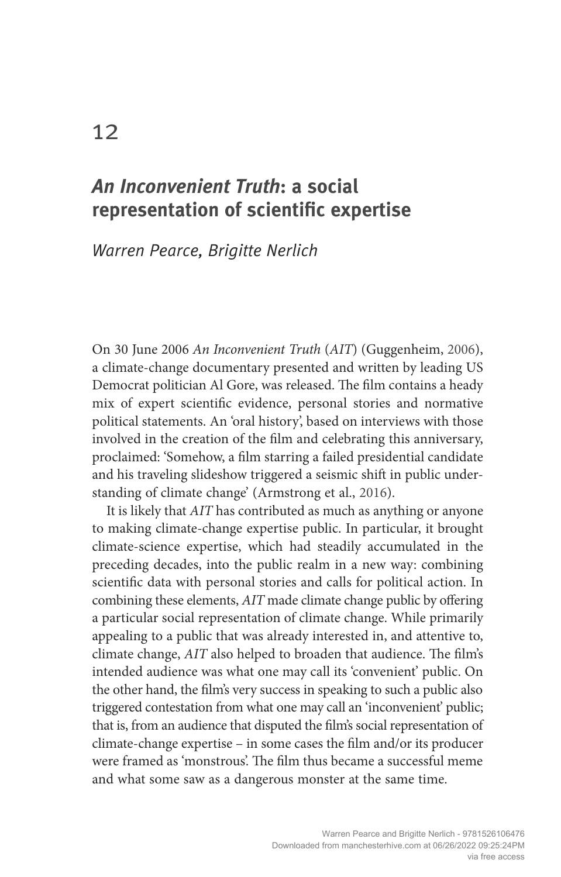12

# *An Inconvenient Truth*: a social representation of scientific expertise

*Warren Pearce, Brigitte Nerlich*

On 30 June 2006 *An Inconvenient Truth* (*AIT*) (Guggenheim, 2006), a climate-change documentary presented and written by leading US Democrat politician Al Gore, was released. The film contains a heady mix of expert scientific evidence, personal stories and normative political statements. An 'oral history', based on interviews with those involved in the creation of the film and celebrating this anniversary, proclaimed: 'Somehow, a film starring a failed presidential candidate and his traveling slideshow triggered a seismic shift in public understanding of climate change' (Armstrong et al., 2016).

It is likely that *AIT* has contributed as much as anything or anyone to making climate-change expertise public. In particular, it brought climate-science expertise, which had steadily accumulated in the preceding decades, into the public realm in a new way: combining scientific data with personal stories and calls for political action. In combining these elements, *AIT* made climate change public by offering a particular social representation of climate change. While primarily appealing to a public that was already interested in, and attentive to, climate change, *AIT* also helped to broaden that audience. The film's intended audience was what one may call its 'convenient' public. On the other hand, the film's very success in speaking to such a public also triggered contestation from what one may call an 'inconvenient' public; that is, from an audience that disputed the film's social representation of climate-change expertise – in some cases the film and/or its producer were framed as 'monstrous'. The film thus became a successful meme and what some saw as a dangerous monster at the same time.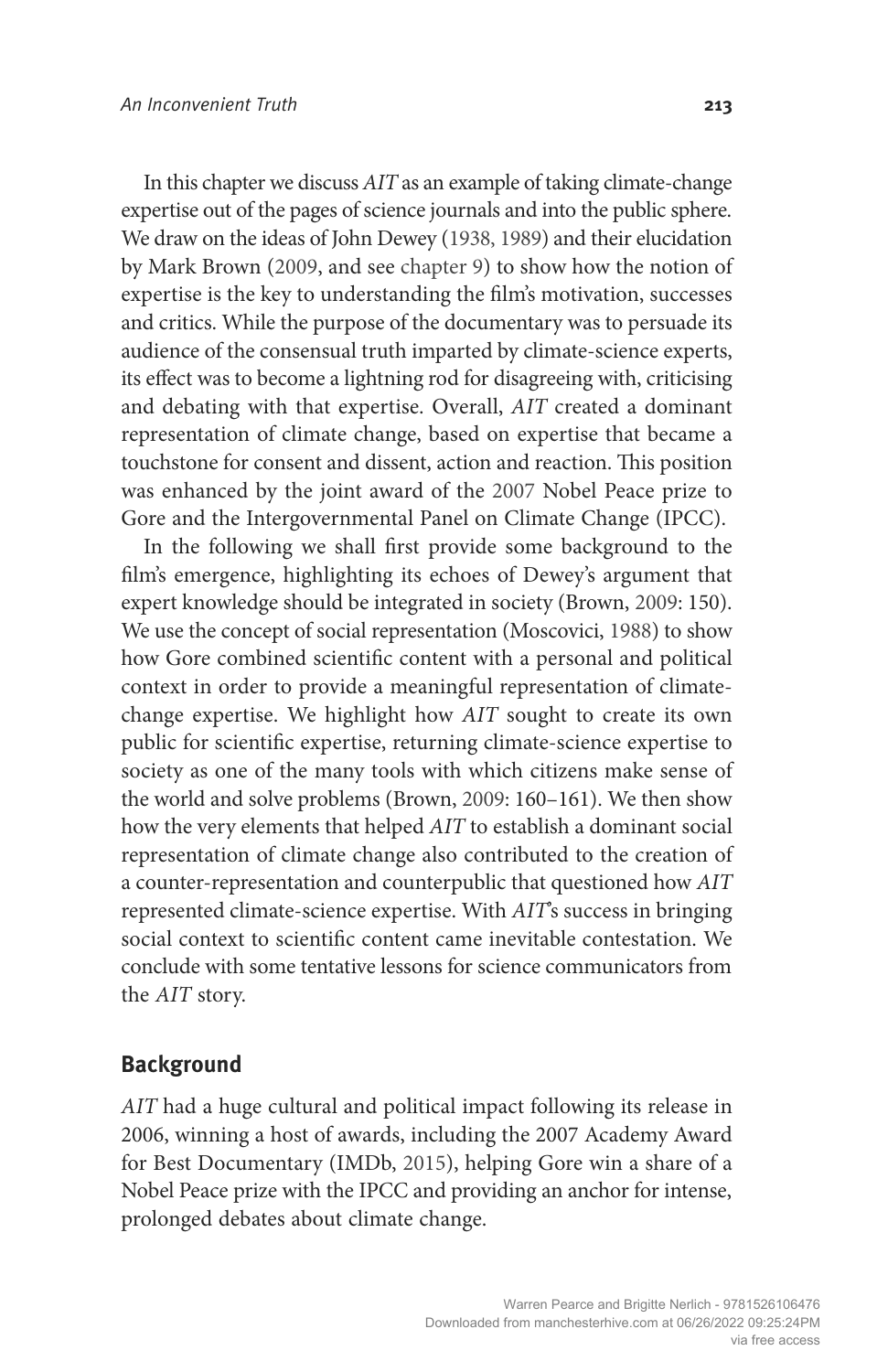In this chapter we discuss *AIT* as an example of taking climate-change expertise out of the pages of science journals and into the public sphere. We draw on the ideas of John Dewey (1938, 1989) and their elucidation by Mark Brown (2009, and see chapter 9) to show how the notion of expertise is the key to understanding the film's motivation, successes and critics. While the purpose of the documentary was to persuade its audience of the consensual truth imparted by climate-science experts, its effect was to become a lightning rod for disagreeing with, criticising and debating with that expertise. Overall, *AIT* created a dominant representation of climate change, based on expertise that became a touchstone for consent and dissent, action and reaction. This position was enhanced by the joint award of the 2007 Nobel Peace prize to Gore and the Intergovernmental Panel on Climate Change (IPCC).

In the following we shall first provide some background to the film's emergence, highlighting its echoes of Dewey's argument that expert knowledge should be integrated in society (Brown, 2009: 150). We use the concept of social representation (Moscovici, 1988) to show how Gore combined scientific content with a personal and political context in order to provide a meaningful representation of climate-change expertise. We highlight how *AIT* sought to create its own public for scientific expertise, returning climate-science expertise to society as one of the many tools with which citizens make sense of the world and solve problems (Brown, 2009: 160–161). We then show how the very elements that helped *AIT* to establish a dominant social representation of climate change also contributed to the creation of a counter-representation and counterpublic that questioned how *AIT* represented climate-science expertise. With *AIT*'s success in bringing social context to scientific content came inevitable contestation. We conclude with some tentative lessons for science communicators from the *AIT* story.

## Background

*AIT* had a huge cultural and political impact following its release in 2006, winning a host of awards, including the 2007 Academy Award for Best Documentary (IMDb, 2015), helping Gore win a share of a Nobel Peace prize with the IPCC and providing an anchor for intense, prolonged debates about climate change.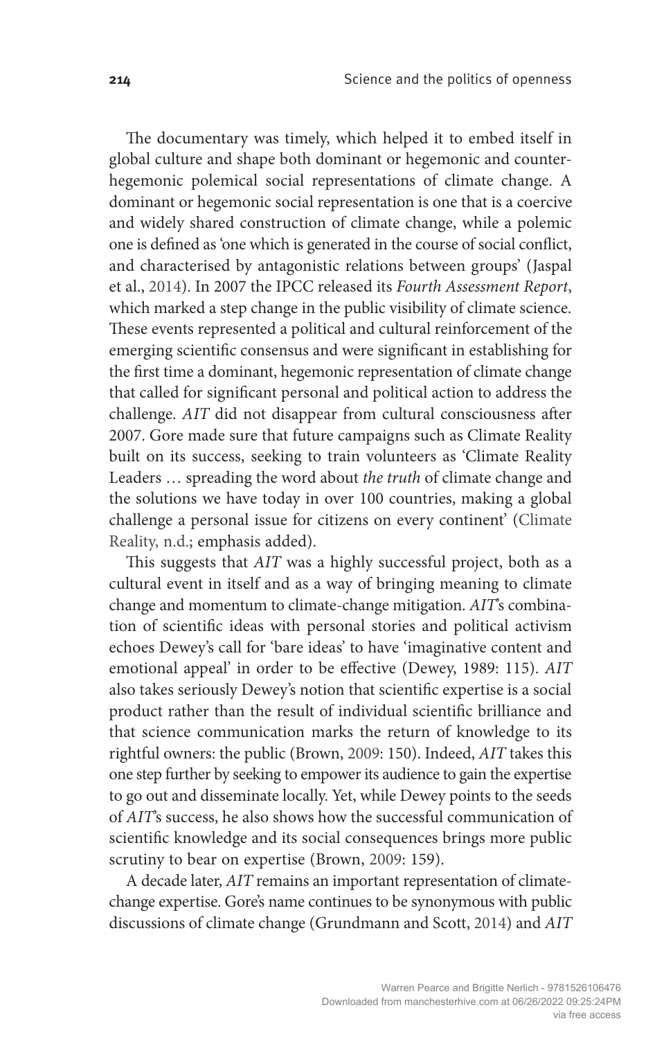The documentary was timely, which helped it to embed itself in global culture and shape both dominant or hegemonic and counter-hegemonic polemical social representations of climate change. A dominant or hegemonic social representation is one that is a coercive and widely shared construction of climate change, while a polemic one is defined as 'one which is generated in the course of social conflict, and characterised by antagonistic relations between groups' (Jaspal et al., 2014). In 2007 the IPCC released its *Fourth Assessment Report*, which marked a step change in the public visibility of climate science. These events represented a political and cultural reinforcement of the emerging scientific consensus and were significant in establishing for the first time a dominant, hegemonic representation of climate change that called for significant personal and political action to address the challenge. *AIT* did not disappear from cultural consciousness after 2007. Gore made sure that future campaigns such as Climate Reality built on its success, seeking to train volunteers as 'Climate Reality Leaders … spreading the word about *the truth* of climate change and the solutions we have today in over 100 countries, making a global challenge a personal issue for citizens on every continent' (Climate Reality, n.d.; emphasis added).

This suggests that *AIT* was a highly successful project, both as a cultural event in itself and as a way of bringing meaning to climate change and momentum to climate-change mitigation. *AIT*'s combination of scientific ideas with personal stories and political activism echoes Dewey's call for 'bare ideas' to have 'imaginative content and emotional appeal' in order to be effective (Dewey, 1989: 115). *AIT* also takes seriously Dewey's notion that scientific expertise is a social product rather than the result of individual scientific brilliance and that science communication marks the return of knowledge to its rightful owners: the public (Brown, 2009: 150). Indeed, *AIT* takes this one step further by seeking to empower its audience to gain the expertise to go out and disseminate locally. Yet, while Dewey points to the seeds of *AIT*'s success, he also shows how the successful communication of scientific knowledge and its social consequences brings more public scrutiny to bear on expertise (Brown, 2009: 159).

A decade later, *AIT* remains an important representation of climate-change expertise. Gore's name continues to be synonymous with public discussions of climate change (Grundmann and Scott, 2014) and *AIT*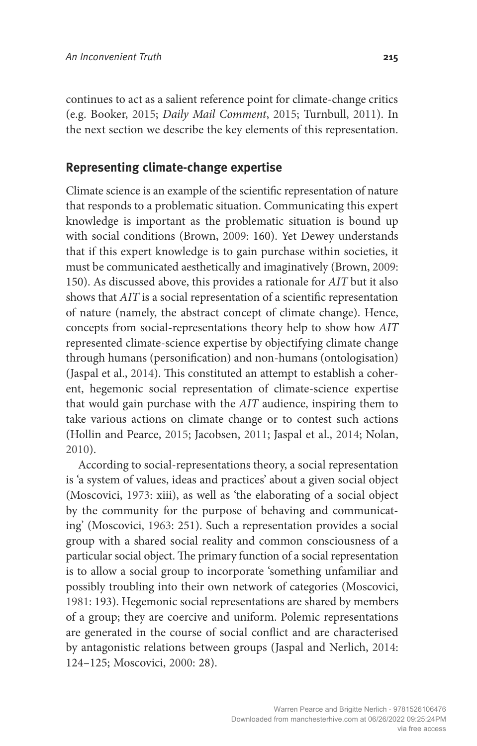continues to act as a salient reference point for climate-change critics (e.g. Booker, 2015; *Daily Mail Comment*, 2015; Turnbull, 2011). In the next section we describe the key elements of this representation.

## Representing climate-change expertise

Climate science is an example of the scientific representation of nature that responds to a problematic situation. Communicating this expert knowledge is important as the problematic situation is bound up with social conditions (Brown, 2009: 160). Yet Dewey understands that if this expert knowledge is to gain purchase within societies, it must be communicated aesthetically and imaginatively (Brown, 2009: 150). As discussed above, this provides a rationale for *AIT* but it also shows that *AIT* is a social representation of a scientific representation of nature (namely, the abstract concept of climate change). Hence, concepts from social-representations theory help to show how *AIT* represented climate-science expertise by objectifying climate change through humans (personification) and non-humans (ontologisation) (Jaspal et al., 2014). This constituted an attempt to establish a coherent, hegemonic social representation of climate-science expertise that would gain purchase with the *AIT* audience, inspiring them to take various actions on climate change or to contest such actions (Hollin and Pearce, 2015; Jacobsen, 2011; Jaspal et al., 2014; Nolan, 2010).

According to social-representations theory, a social representation is 'a system of values, ideas and practices' about a given social object (Moscovici, 1973: xiii), as well as 'the elaborating of a social object by the community for the purpose of behaving and communicating' (Moscovici, 1963: 251). Such a representation provides a social group with a shared social reality and common consciousness of a particular social object. The primary function of a social representation is to allow a social group to incorporate 'something unfamiliar and possibly troubling into their own network of categories (Moscovici, 1981: 193). Hegemonic social representations are shared by members of a group; they are coercive and uniform. Polemic representations are generated in the course of social conflict and are characterised by antagonistic relations between groups (Jaspal and Nerlich, 2014: 124–125; Moscovici, 2000: 28).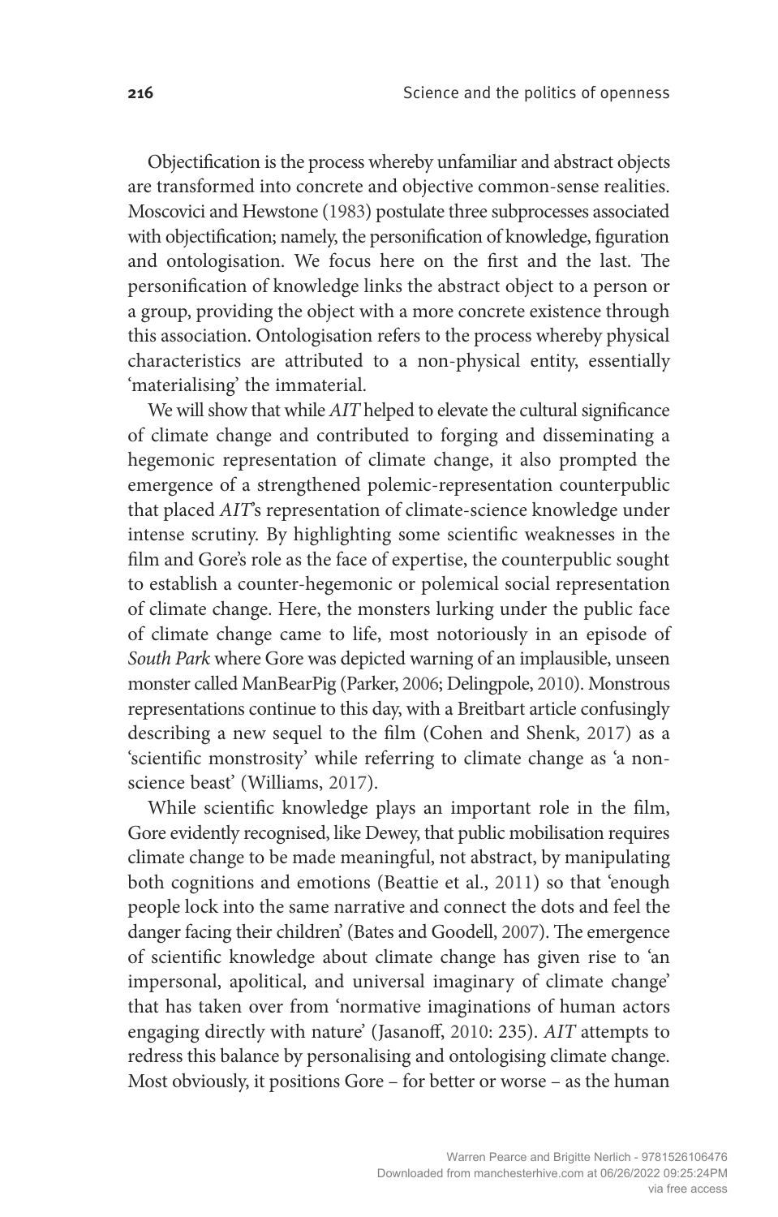Objectification is the process whereby unfamiliar and abstract objects are transformed into concrete and objective common-sense realities. Moscovici and Hewstone (1983) postulate three subprocesses associated with objectification; namely, the personification of knowledge, figuration and ontologisation. We focus here on the first and the last. The personification of knowledge links the abstract object to a person or a group, providing the object with a more concrete existence through this association. Ontologisation refers to the process whereby physical characteristics are attributed to a non-physical entity, essentially 'materialising' the immaterial.

We will show that while *AIT* helped to elevate the cultural significance of climate change and contributed to forging and disseminating a hegemonic representation of climate change, it also prompted the emergence of a strengthened polemic-representation counterpublic that placed *AIT*'s representation of climate-science knowledge under intense scrutiny. By highlighting some scientific weaknesses in the film and Gore's role as the face of expertise, the counterpublic sought to establish a counter-hegemonic or polemical social representation of climate change. Here, the monsters lurking under the public face of climate change came to life, most notoriously in an episode of *South Park* where Gore was depicted warning of an implausible, unseen monster called ManBearPig (Parker, 2006; Delingpole, 2010). Monstrous representations continue to this day, with a Breitbart article confusingly describing a new sequel to the film (Cohen and Shenk, 2017) as a 'scientific monstrosity' while referring to climate change as 'a non-science beast' (Williams, 2017).

While scientific knowledge plays an important role in the film, Gore evidently recognised, like Dewey, that public mobilisation requires climate change to be made meaningful, not abstract, by manipulating both cognitions and emotions (Beattie et al., 2011) so that 'enough people lock into the same narrative and connect the dots and feel the danger facing their children' (Bates and Goodell, 2007). The emergence of scientific knowledge about climate change has given rise to 'an impersonal, apolitical, and universal imaginary of climate change' that has taken over from 'normative imaginations of human actors engaging directly with nature' (Jasanoff, 2010: 235). *AIT* attempts to redress this balance by personalising and ontologising climate change. Most obviously, it positions Gore – for better or worse – as the human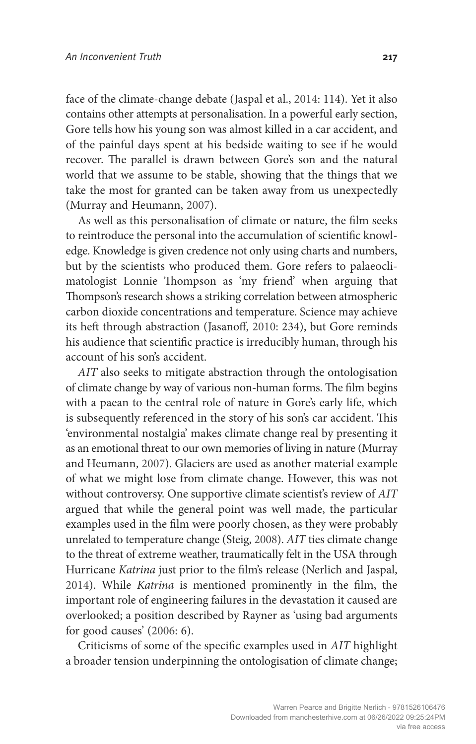face of the climate-change debate (Jaspal et al., 2014: 114). Yet it also contains other attempts at personalisation. In a powerful early section, Gore tells how his young son was almost killed in a car accident, and of the painful days spent at his bedside waiting to see if he would recover. The parallel is drawn between Gore's son and the natural world that we assume to be stable, showing that the things that we take the most for granted can be taken away from us unexpectedly (Murray and Heumann, 2007).

As well as this personalisation of climate or nature, the film seeks to reintroduce the personal into the accumulation of scientific knowledge. Knowledge is given credence not only using charts and numbers, but by the scientists who produced them. Gore refers to palaeoclimatologist Lonnie Thompson as 'my friend' when arguing that Thompson's research shows a striking correlation between atmospheric carbon dioxide concentrations and temperature. Science may achieve its heft through abstraction (Jasanoff, 2010: 234), but Gore reminds his audience that scientific practice is irreducibly human, through his account of his son's accident.

*AIT* also seeks to mitigate abstraction through the ontologisation of climate change by way of various non-human forms. The film begins with a paean to the central role of nature in Gore's early life, which is subsequently referenced in the story of his son's car accident. This 'environmental nostalgia' makes climate change real by presenting it as an emotional threat to our own memories of living in nature (Murray and Heumann, 2007). Glaciers are used as another material example of what we might lose from climate change. However, this was not without controversy. One supportive climate scientist's review of *AIT* argued that while the general point was well made, the particular examples used in the film were poorly chosen, as they were probably unrelated to temperature change (Steig, 2008). *AIT* ties climate change to the threat of extreme weather, traumatically felt in the USA through Hurricane *Katrina* just prior to the film's release (Nerlich and Jaspal, 2014). While *Katrina* is mentioned prominently in the film, the important role of engineering failures in the devastation it caused are overlooked; a position described by Rayner as 'using bad arguments for good causes' (2006: 6).

Criticisms of some of the specific examples used in *AIT* highlight a broader tension underpinning the ontologisation of climate change;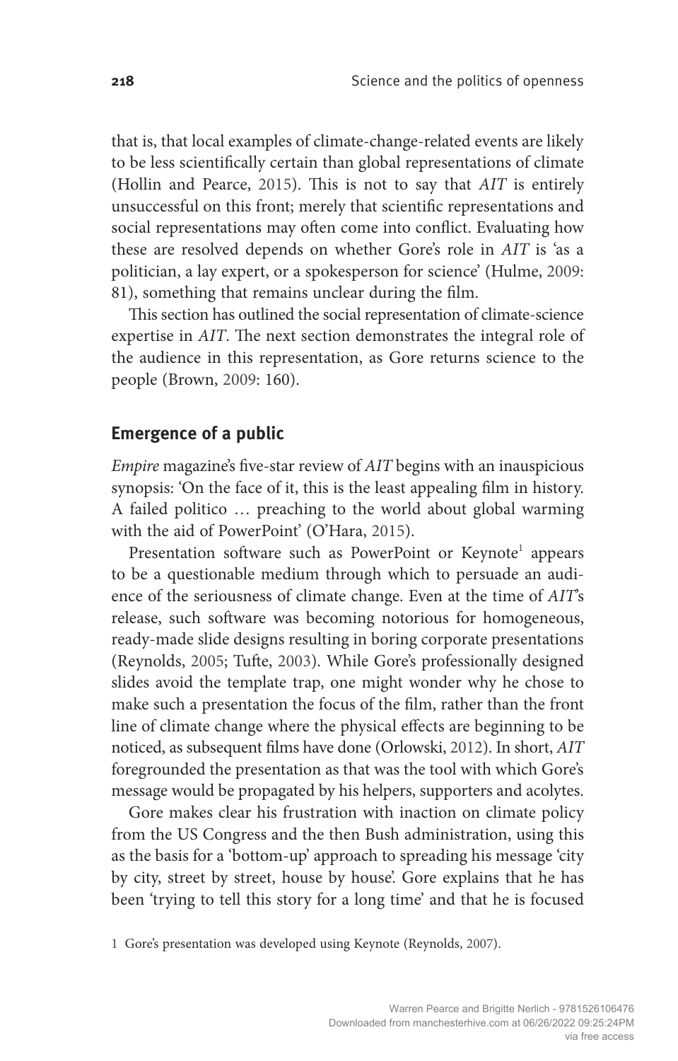that is, that local examples of climate-change-related events are likely to be less scientifically certain than global representations of climate (Hollin and Pearce, 2015). This is not to say that *AIT* is entirely unsuccessful on this front; merely that scientific representations and social representations may often come into conflict. Evaluating how these are resolved depends on whether Gore's role in *AIT* is 'as a politician, a lay expert, or a spokesperson for science' (Hulme, 2009: 81), something that remains unclear during the film.

This section has outlined the social representation of climate-science expertise in *AIT*. The next section demonstrates the integral role of the audience in this representation, as Gore returns science to the people (Brown, 2009: 160).

## Emergence of a public

*Empire* magazine's five-star review of *AIT* begins with an inauspicious synopsis: 'On the face of it, this is the least appealing film in history. A failed politico … preaching to the world about global warming with the aid of PowerPoint' (O'Hara, 2015).

Presentation software such as PowerPoint or Keynote[1] appears to be a questionable medium through which to persuade an audience of the seriousness of climate change. Even at the time of *AIT*'s release, such software was becoming notorious for homogeneous, ready-made slide designs resulting in boring corporate presentations (Reynolds, 2005; Tufte, 2003). While Gore's professionally designed slides avoid the template trap, one might wonder why he chose to make such a presentation the focus of the film, rather than the front line of climate change where the physical effects are beginning to be noticed, as subsequent films have done (Orlowski, 2012). In short, *AIT* foregrounded the presentation as that was the tool with which Gore's message would be propagated by his helpers, supporters and acolytes.

Gore makes clear his frustration with inaction on climate policy from the US Congress and the then Bush administration, using this as the basis for a 'bottom-up' approach to spreading his message 'city by city, street by street, house by house'. Gore explains that he has been 'trying to tell this story for a long time' and that he is focused

1 Gore's presentation was developed using Keynote (Reynolds, 2007).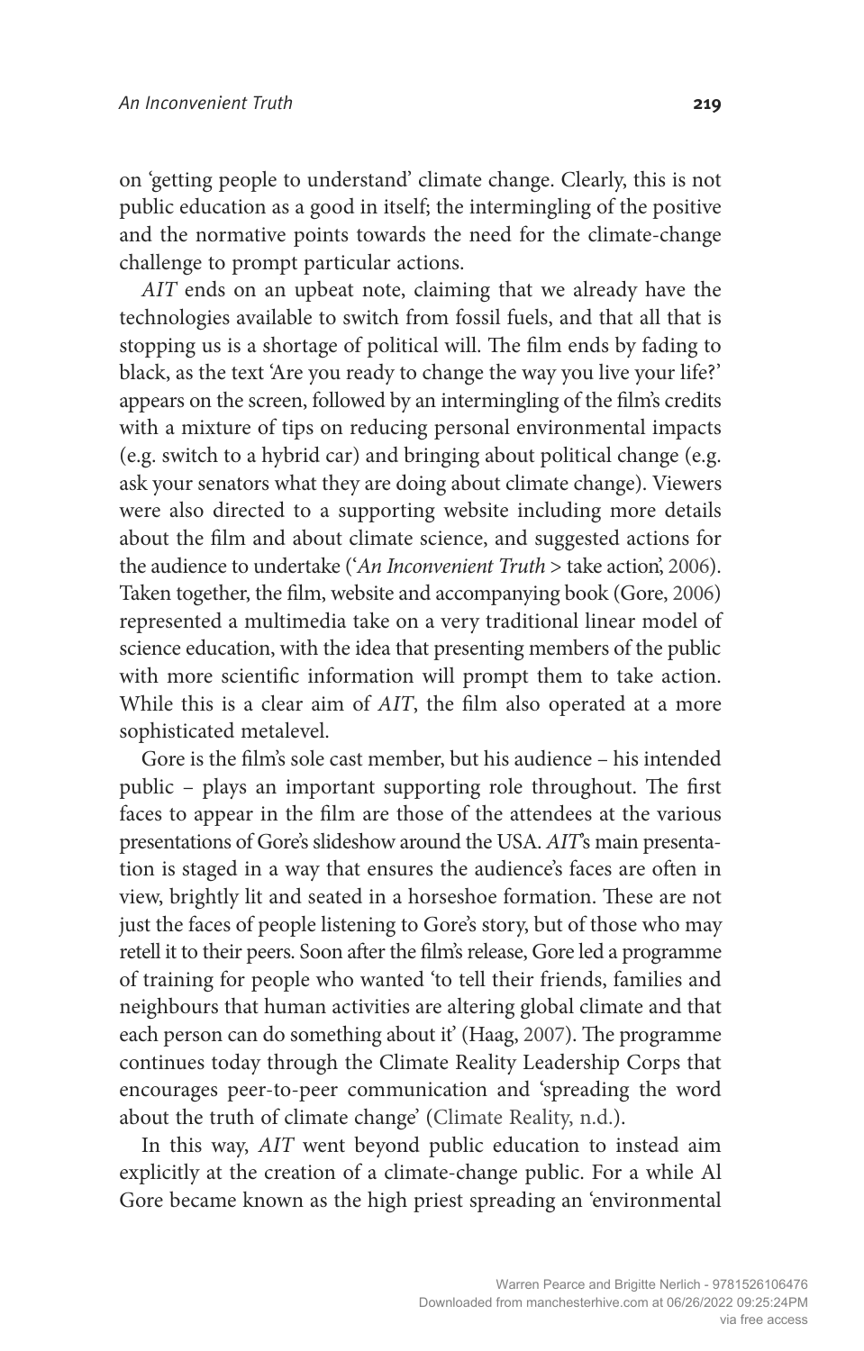on 'getting people to understand' climate change. Clearly, this is not public education as a good in itself; the intermingling of the positive and the normative points towards the need for the climate-change challenge to prompt particular actions.

*AIT* ends on an upbeat note, claiming that we already have the technologies available to switch from fossil fuels, and that all that is stopping us is a shortage of political will. The film ends by fading to black, as the text 'Are you ready to change the way you live your life?' appears on the screen, followed by an intermingling of the film's credits with a mixture of tips on reducing personal environmental impacts (e.g. switch to a hybrid car) and bringing about political change (e.g. ask your senators what they are doing about climate change). Viewers were also directed to a supporting website including more details about the film and about climate science, and suggested actions for the audience to undertake ('*An Inconvenient Truth* > take action', 2006). Taken together, the film, website and accompanying book (Gore, 2006) represented a multimedia take on a very traditional linear model of science education, with the idea that presenting members of the public with more scientific information will prompt them to take action. While this is a clear aim of *AIT*, the film also operated at a more sophisticated metalevel.

Gore is the film's sole cast member, but his audience – his intended public – plays an important supporting role throughout. The first faces to appear in the film are those of the attendees at the various presentations of Gore's slideshow around the USA. *AIT*'s main presentation is staged in a way that ensures the audience's faces are often in view, brightly lit and seated in a horseshoe formation. These are not just the faces of people listening to Gore's story, but of those who may retell it to their peers. Soon after the film's release, Gore led a programme of training for people who wanted 'to tell their friends, families and neighbours that human activities are altering global climate and that each person can do something about it' (Haag, 2007). The programme continues today through the Climate Reality Leadership Corps that encourages peer-to-peer communication and 'spreading the word about the truth of climate change' (Climate Reality, n.d.).

In this way, *AIT* went beyond public education to instead aim explicitly at the creation of a climate-change public. For a while Al Gore became known as the high priest spreading an 'environmental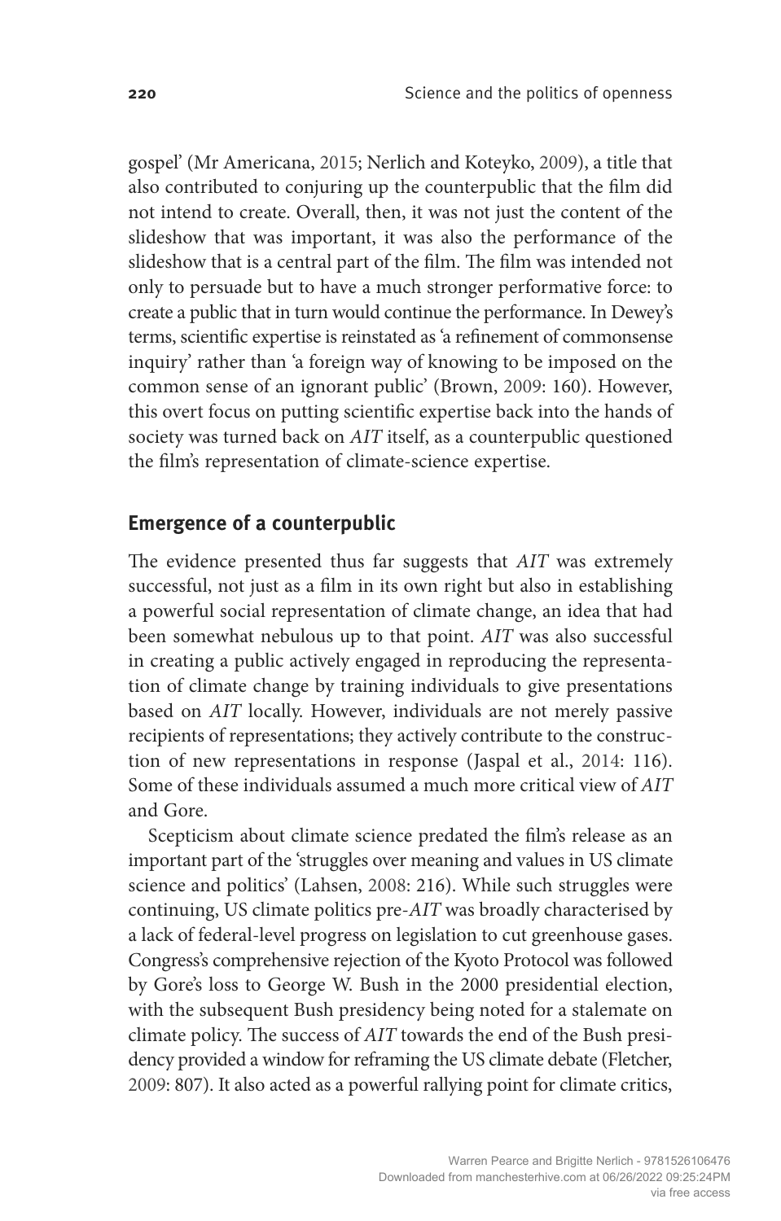gospel' (Mr Americana, 2015; Nerlich and Koteyko, 2009), a title that also contributed to conjuring up the counterpublic that the film did not intend to create. Overall, then, it was not just the content of the slideshow that was important, it was also the performance of the slideshow that is a central part of the film. The film was intended not only to persuade but to have a much stronger performative force: to create a public that in turn would continue the performance. In Dewey's terms, scientific expertise is reinstated as 'a refinement of commonsense inquiry' rather than 'a foreign way of knowing to be imposed on the common sense of an ignorant public' (Brown, 2009: 160). However, this overt focus on putting scientific expertise back into the hands of society was turned back on *AIT* itself, as a counterpublic questioned the film's representation of climate-science expertise.

## Emergence of a counterpublic

The evidence presented thus far suggests that *AIT* was extremely successful, not just as a film in its own right but also in establishing a powerful social representation of climate change, an idea that had been somewhat nebulous up to that point. *AIT* was also successful in creating a public actively engaged in reproducing the representation of climate change by training individuals to give presentations based on *AIT* locally. However, individuals are not merely passive recipients of representations; they actively contribute to the construction of new representations in response (Jaspal et al., 2014: 116). Some of these individuals assumed a much more critical view of *AIT* and Gore.

Scepticism about climate science predated the film's release as an important part of the 'struggles over meaning and values in US climate science and politics' (Lahsen, 2008: 216). While such struggles were continuing, US climate politics pre-*AIT* was broadly characterised by a lack of federal-level progress on legislation to cut greenhouse gases. Congress's comprehensive rejection of the Kyoto Protocol was followed by Gore's loss to George W. Bush in the 2000 presidential election, with the subsequent Bush presidency being noted for a stalemate on climate policy. The success of *AIT* towards the end of the Bush presidency provided a window for reframing the US climate debate (Fletcher, 2009: 807). It also acted as a powerful rallying point for climate critics,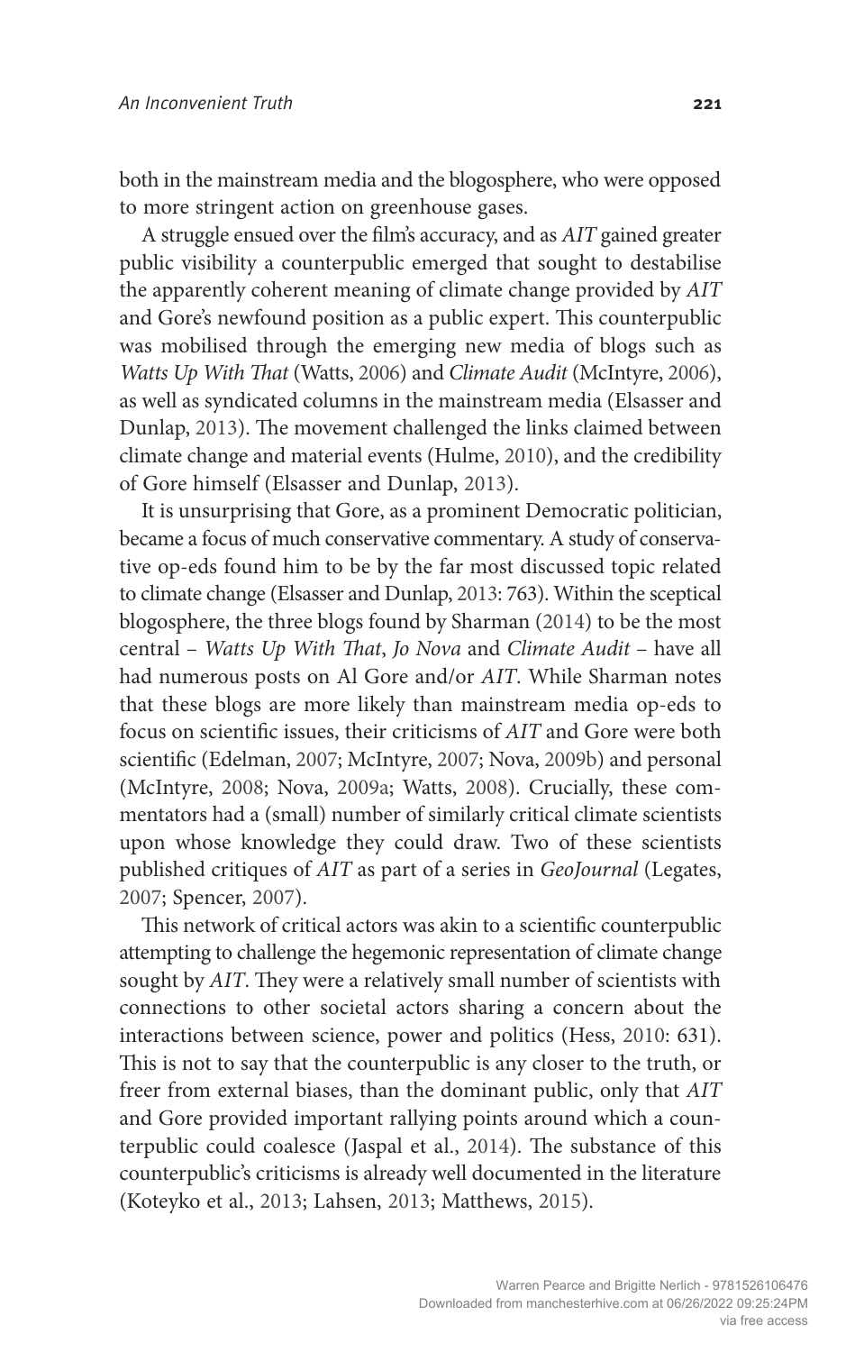both in the mainstream media and the blogosphere, who were opposed to more stringent action on greenhouse gases.

A struggle ensued over the film's accuracy, and as *AIT* gained greater public visibility a counterpublic emerged that sought to destabilise the apparently coherent meaning of climate change provided by *AIT* and Gore's newfound position as a public expert. This counterpublic was mobilised through the emerging new media of blogs such as *Watts Up With That* (Watts, 2006) and *Climate Audit* (McIntyre, 2006), as well as syndicated columns in the mainstream media (Elsasser and Dunlap, 2013). The movement challenged the links claimed between climate change and material events (Hulme, 2010), and the credibility of Gore himself (Elsasser and Dunlap, 2013).

It is unsurprising that Gore, as a prominent Democratic politician, became a focus of much conservative commentary. A study of conservative op-eds found him to be by the far most discussed topic related to climate change (Elsasser and Dunlap, 2013: 763). Within the sceptical blogosphere, the three blogs found by Sharman (2014) to be the most central – *Watts Up With That*, *Jo Nova* and *Climate Audit* – have all had numerous posts on Al Gore and/or *AIT*. While Sharman notes that these blogs are more likely than mainstream media op-eds to focus on scientific issues, their criticisms of *AIT* and Gore were both scientific (Edelman, 2007; McIntyre, 2007; Nova, 2009b) and personal (McIntyre, 2008; Nova, 2009a; Watts, 2008). Crucially, these commentators had a (small) number of similarly critical climate scientists upon whose knowledge they could draw. Two of these scientists published critiques of *AIT* as part of a series in *GeoJournal* (Legates, 2007; Spencer, 2007).

This network of critical actors was akin to a scientific counterpublic attempting to challenge the hegemonic representation of climate change sought by *AIT*. They were a relatively small number of scientists with connections to other societal actors sharing a concern about the interactions between science, power and politics (Hess, 2010: 631). This is not to say that the counterpublic is any closer to the truth, or freer from external biases, than the dominant public, only that *AIT* and Gore provided important rallying points around which a counterpublic could coalesce (Jaspal et al., 2014). The substance of this counterpublic's criticisms is already well documented in the literature (Koteyko et al., 2013; Lahsen, 2013; Matthews, 2015).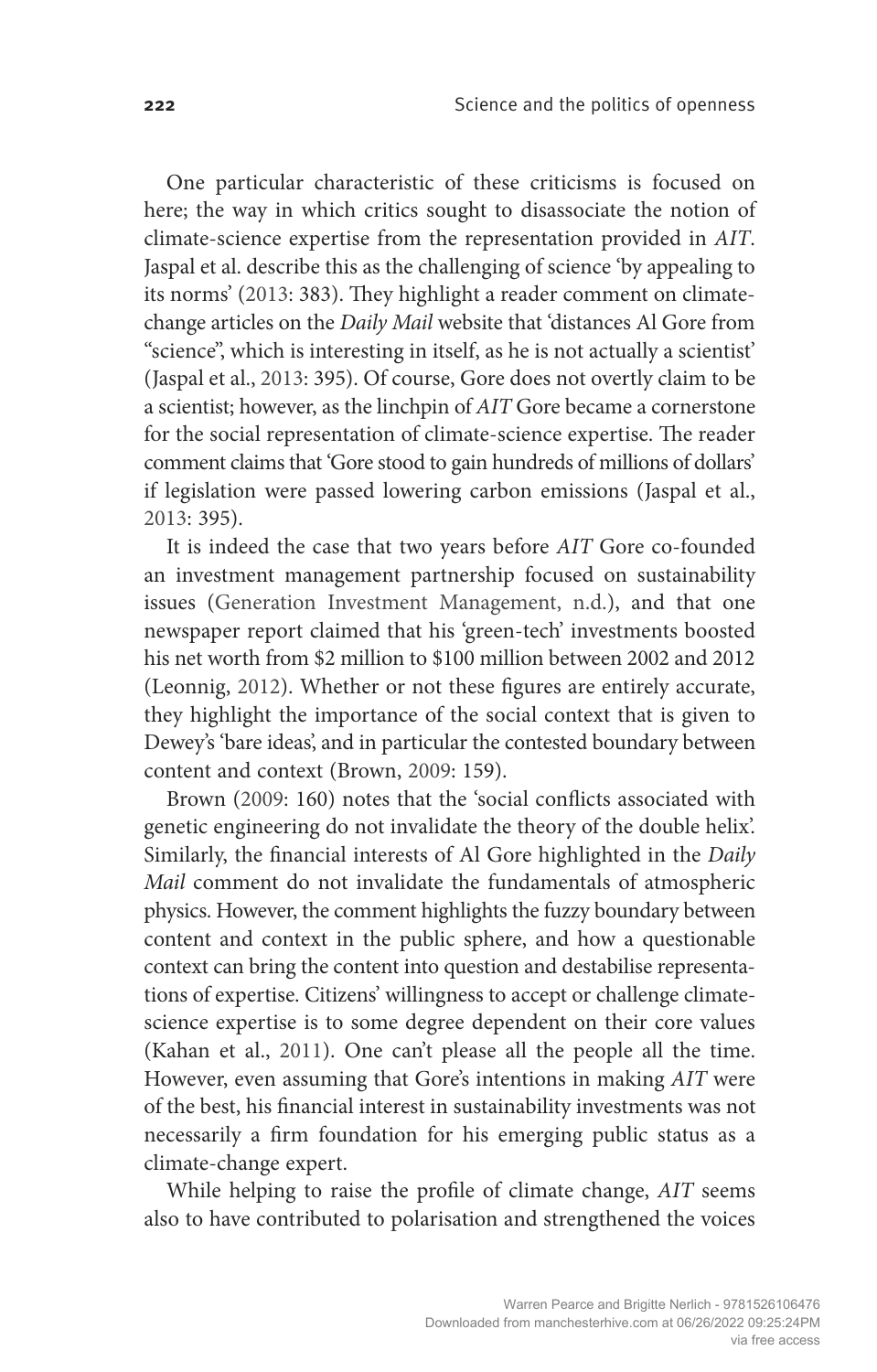One particular characteristic of these criticisms is focused on here; the way in which critics sought to disassociate the notion of climate-science expertise from the representation provided in *AIT*. Jaspal et al. describe this as the challenging of science 'by appealing to its norms' (2013: 383). They highlight a reader comment on climate-change articles on the *Daily Mail* website that 'distances Al Gore from "science", which is interesting in itself, as he is not actually a scientist' (Jaspal et al., 2013: 395). Of course, Gore does not overtly claim to be a scientist; however, as the linchpin of *AIT* Gore became a cornerstone for the social representation of climate-science expertise. The reader comment claims that 'Gore stood to gain hundreds of millions of dollars' if legislation were passed lowering carbon emissions (Jaspal et al., 2013: 395).

It is indeed the case that two years before *AIT* Gore co-founded an investment management partnership focused on sustainability issues (Generation Investment Management, n.d.), and that one newspaper report claimed that his 'green-tech' investments boosted his net worth from $2 million to $100 million between 2002 and 2012 (Leonnig, 2012). Whether or not these figures are entirely accurate, they highlight the importance of the social context that is given to Dewey's 'bare ideas', and in particular the contested boundary between content and context (Brown, 2009: 159).

Brown (2009: 160) notes that the 'social conflicts associated with genetic engineering do not invalidate the theory of the double helix'. Similarly, the financial interests of Al Gore highlighted in the *Daily Mail* comment do not invalidate the fundamentals of atmospheric physics. However, the comment highlights the fuzzy boundary between content and context in the public sphere, and how a questionable context can bring the content into question and destabilise representations of expertise. Citizens' willingness to accept or challenge climate-science expertise is to some degree dependent on their core values (Kahan et al., 2011). One can't please all the people all the time. However, even assuming that Gore's intentions in making *AIT* were of the best, his financial interest in sustainability investments was not necessarily a firm foundation for his emerging public status as a climate-change expert.

While helping to raise the profile of climate change, *AIT* seems also to have contributed to polarisation and strengthened the voices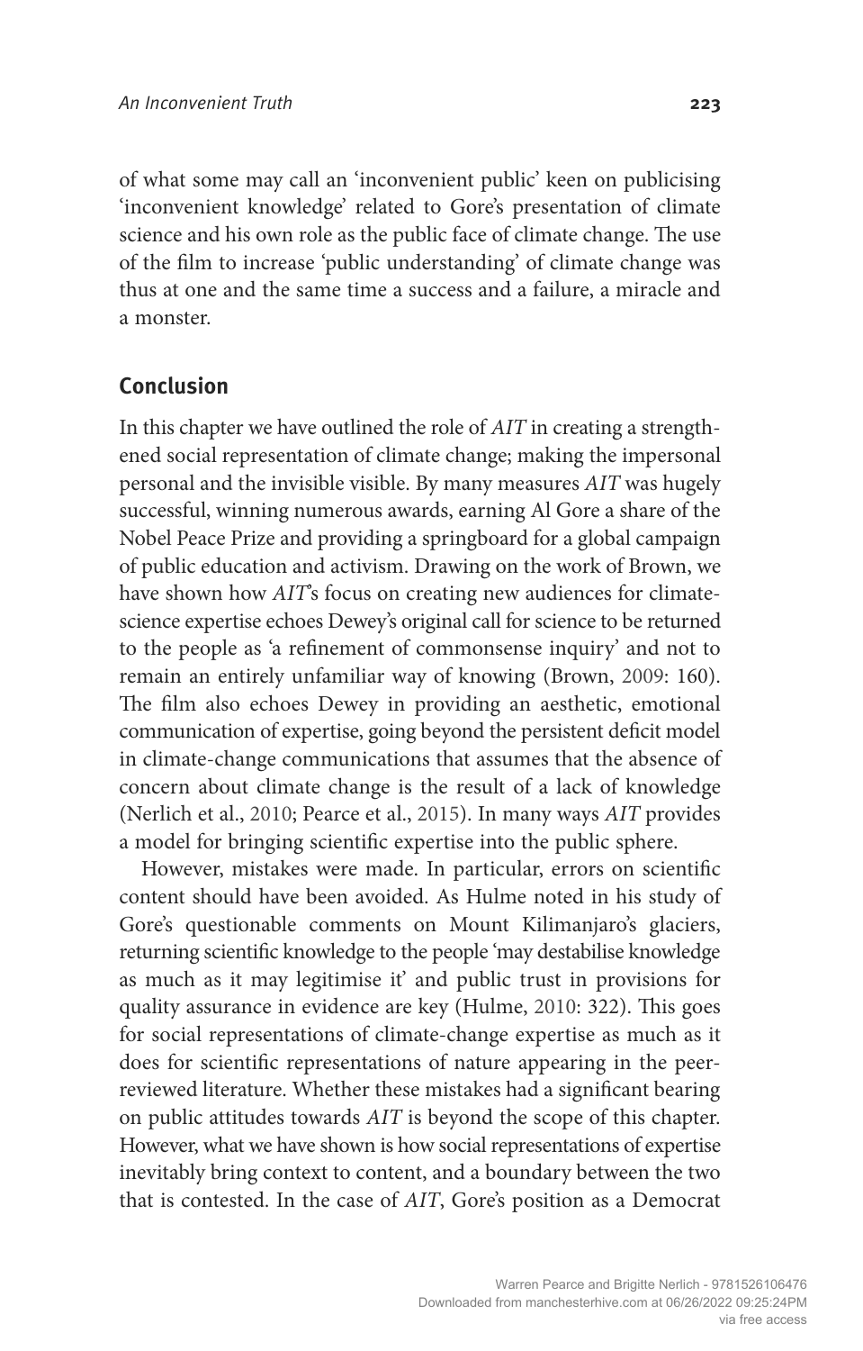of what some may call an 'inconvenient public' keen on publicising 'inconvenient knowledge' related to Gore's presentation of climate science and his own role as the public face of climate change. The use of the film to increase 'public understanding' of climate change was thus at one and the same time a success and a failure, a miracle and a monster.

## Conclusion

In this chapter we have outlined the role of *AIT* in creating a strengthened social representation of climate change; making the impersonal personal and the invisible visible. By many measures *AIT* was hugely successful, winning numerous awards, earning Al Gore a share of the Nobel Peace Prize and providing a springboard for a global campaign of public education and activism. Drawing on the work of Brown, we have shown how *AIT*'s focus on creating new audiences for climate-science expertise echoes Dewey's original call for science to be returned to the people as 'a refinement of commonsense inquiry' and not to remain an entirely unfamiliar way of knowing (Brown, 2009: 160). The film also echoes Dewey in providing an aesthetic, emotional communication of expertise, going beyond the persistent deficit model in climate-change communications that assumes that the absence of concern about climate change is the result of a lack of knowledge (Nerlich et al., 2010; Pearce et al., 2015). In many ways *AIT* provides a model for bringing scientific expertise into the public sphere.

However, mistakes were made. In particular, errors on scientific content should have been avoided. As Hulme noted in his study of Gore's questionable comments on Mount Kilimanjaro's glaciers, returning scientific knowledge to the people 'may destabilise knowledge as much as it may legitimise it' and public trust in provisions for quality assurance in evidence are key (Hulme, 2010: 322). This goes for social representations of climate-change expertise as much as it does for scientific representations of nature appearing in the peer-reviewed literature. Whether these mistakes had a significant bearing on public attitudes towards *AIT* is beyond the scope of this chapter. However, what we have shown is how social representations of expertise inevitably bring context to content, and a boundary between the two that is contested. In the case of *AIT*, Gore's position as a Democrat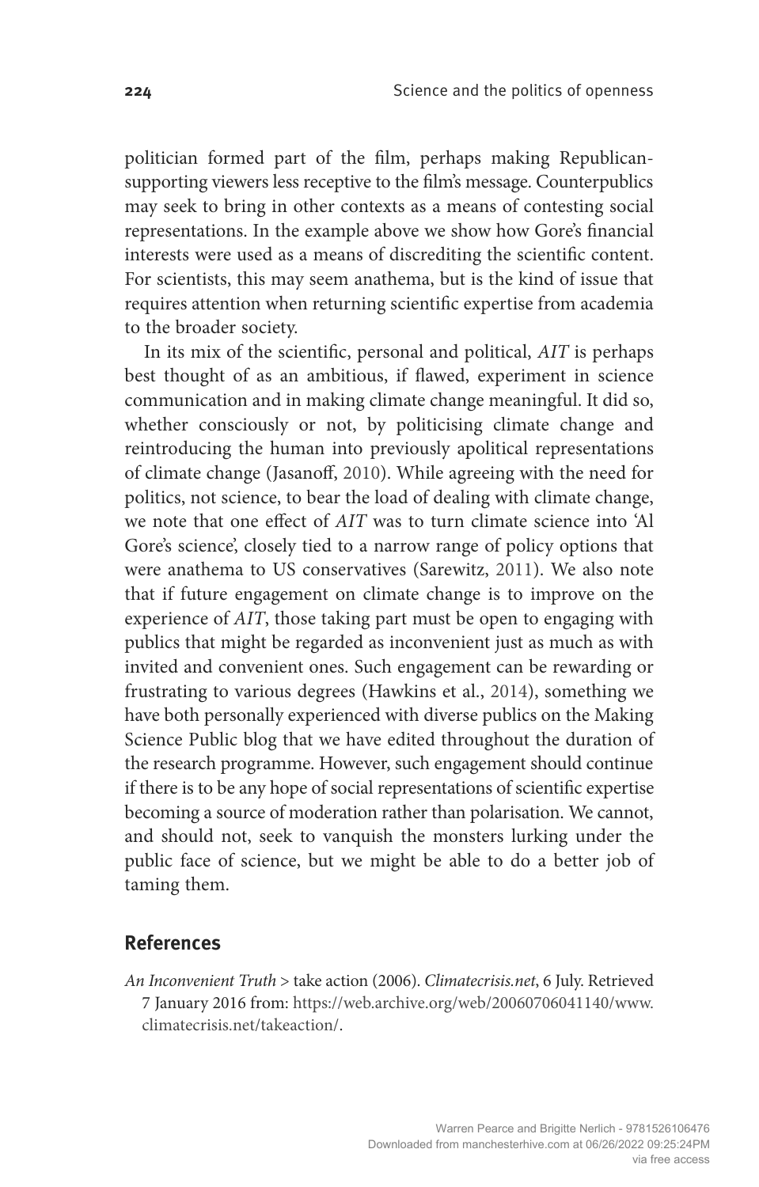politician formed part of the film, perhaps making Republican-supporting viewers less receptive to the film's message. Counterpublics may seek to bring in other contexts as a means of contesting social representations. In the example above we show how Gore's financial interests were used as a means of discrediting the scientific content. For scientists, this may seem anathema, but is the kind of issue that requires attention when returning scientific expertise from academia to the broader society.

In its mix of the scientific, personal and political, *AIT* is perhaps best thought of as an ambitious, if flawed, experiment in science communication and in making climate change meaningful. It did so, whether consciously or not, by politicising climate change and reintroducing the human into previously apolitical representations of climate change (Jasanoff, 2010). While agreeing with the need for politics, not science, to bear the load of dealing with climate change, we note that one effect of *AIT* was to turn climate science into 'Al Gore's science', closely tied to a narrow range of policy options that were anathema to US conservatives (Sarewitz, 2011). We also note that if future engagement on climate change is to improve on the experience of *AIT*, those taking part must be open to engaging with publics that might be regarded as inconvenient just as much as with invited and convenient ones. Such engagement can be rewarding or frustrating to various degrees (Hawkins et al., 2014), something we have both personally experienced with diverse publics on the Making Science Public blog that we have edited throughout the duration of the research programme. However, such engagement should continue if there is to be any hope of social representations of scientific expertise becoming a source of moderation rather than polarisation. We cannot, and should not, seek to vanquish the monsters lurking under the public face of science, but we might be able to do a better job of taming them.

## References

*An Inconvenient Truth* > take action (2006). *Climatecrisis.net*, 6 July. Retrieved 7 January 2016 from: https://web.archive.org/web/20060706041140/www.climatecrisis.net/takeaction/.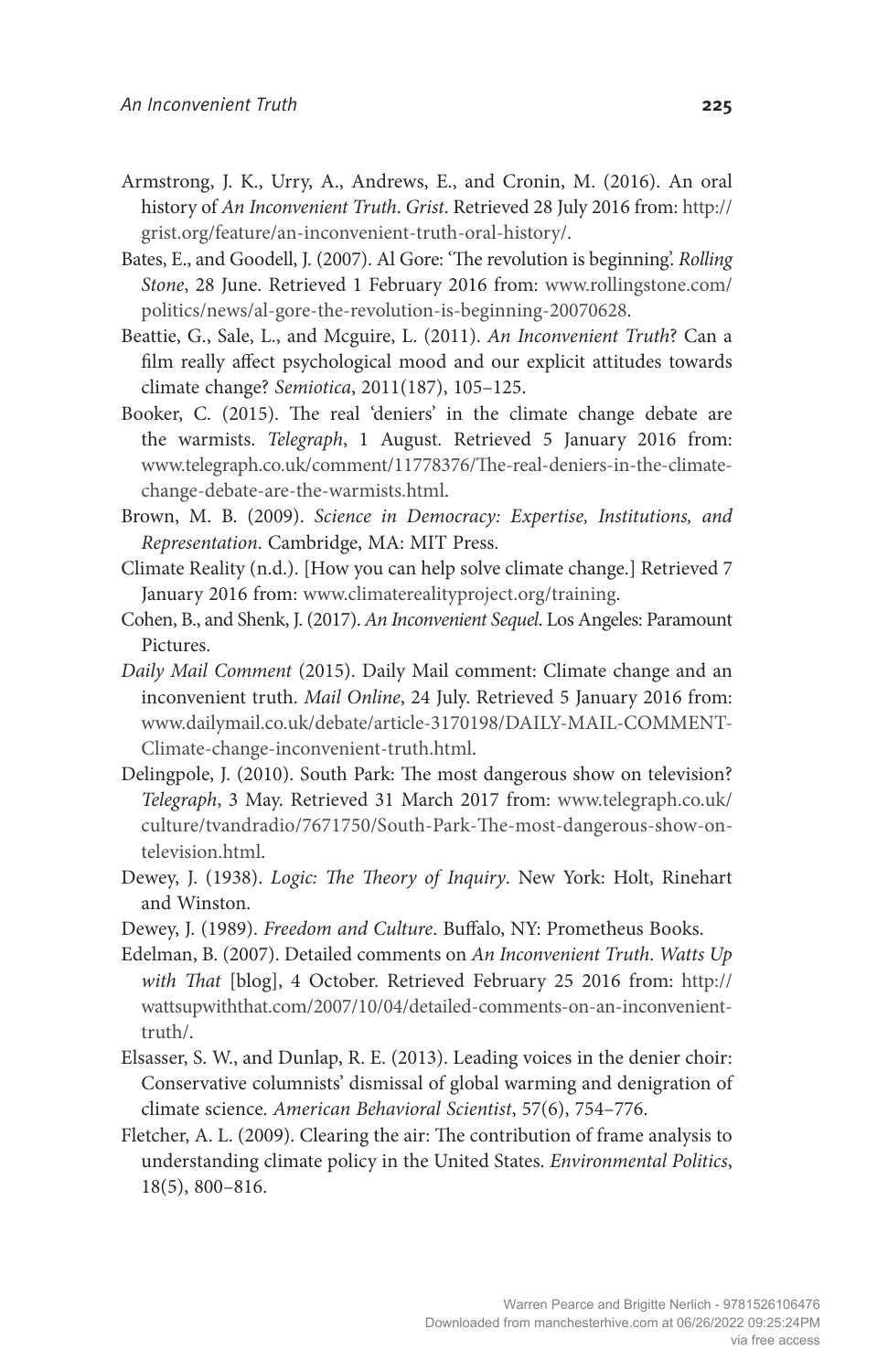Armstrong, J. K., Urry, A., Andrews, E., and Cronin, M. (2016). An oral history of *An Inconvenient Truth*. *Grist*. Retrieved 28 July 2016 from: http://grist.org/feature/an-inconvenient-truth-oral-history/.

Bates, E., and Goodell, J. (2007). Al Gore: 'The revolution is beginning'. *Rolling Stone*, 28 June. Retrieved 1 February 2016 from: www.rollingstone.com/politics/news/al-gore-the-revolution-is-beginning-20070628.

Beattie, G., Sale, L., and Mcguire, L. (2011). *An Inconvenient Truth*? Can a film really affect psychological mood and our explicit attitudes towards climate change? *Semiotica*, 2011(187), 105–125.

Booker, C. (2015). The real 'deniers' in the climate change debate are the warmists. *Telegraph*, 1 August. Retrieved 5 January 2016 from: www.telegraph.co.uk/comment/11778376/The-real-deniers-in-the-climate-change-debate-are-the-warmists.html.

Brown, M. B. (2009). *Science in Democracy: Expertise, Institutions, and Representation*. Cambridge, MA: MIT Press.

Climate Reality (n.d.). [How you can help solve climate change.] Retrieved 7 January 2016 from: www.climaterealityproject.org/training.

Cohen, B., and Shenk, J. (2017). *An Inconvenient Sequel*. Los Angeles: Paramount Pictures.

*Daily Mail Comment* (2015). Daily Mail comment: Climate change and an inconvenient truth. *Mail Online*, 24 July. Retrieved 5 January 2016 from: www.dailymail.co.uk/debate/article-3170198/DAILY-MAIL-COMMENT-Climate-change-inconvenient-truth.html.

Delingpole, J. (2010). South Park: The most dangerous show on television? *Telegraph*, 3 May. Retrieved 31 March 2017 from: www.telegraph.co.uk/culture/tvandradio/7671750/South-Park-The-most-dangerous-show-on-television.html.

Dewey, J. (1938). *Logic: The Theory of Inquiry*. New York: Holt, Rinehart and Winston.

Dewey, J. (1989). *Freedom and Culture*. Buffalo, NY: Prometheus Books.

Edelman, B. (2007). Detailed comments on *An Inconvenient Truth*. *Watts Up with That* [blog], 4 October. Retrieved February 25 2016 from: http://wattsupwiththat.com/2007/10/04/detailed-comments-on-an-inconvenient-truth/.

Elsasser, S. W., and Dunlap, R. E. (2013). Leading voices in the denier choir: Conservative columnists' dismissal of global warming and denigration of climate science. *American Behavioral Scientist*, 57(6), 754–776.

Fletcher, A. L. (2009). Clearing the air: The contribution of frame analysis to understanding climate policy in the United States. *Environmental Politics*, 18(5), 800–816.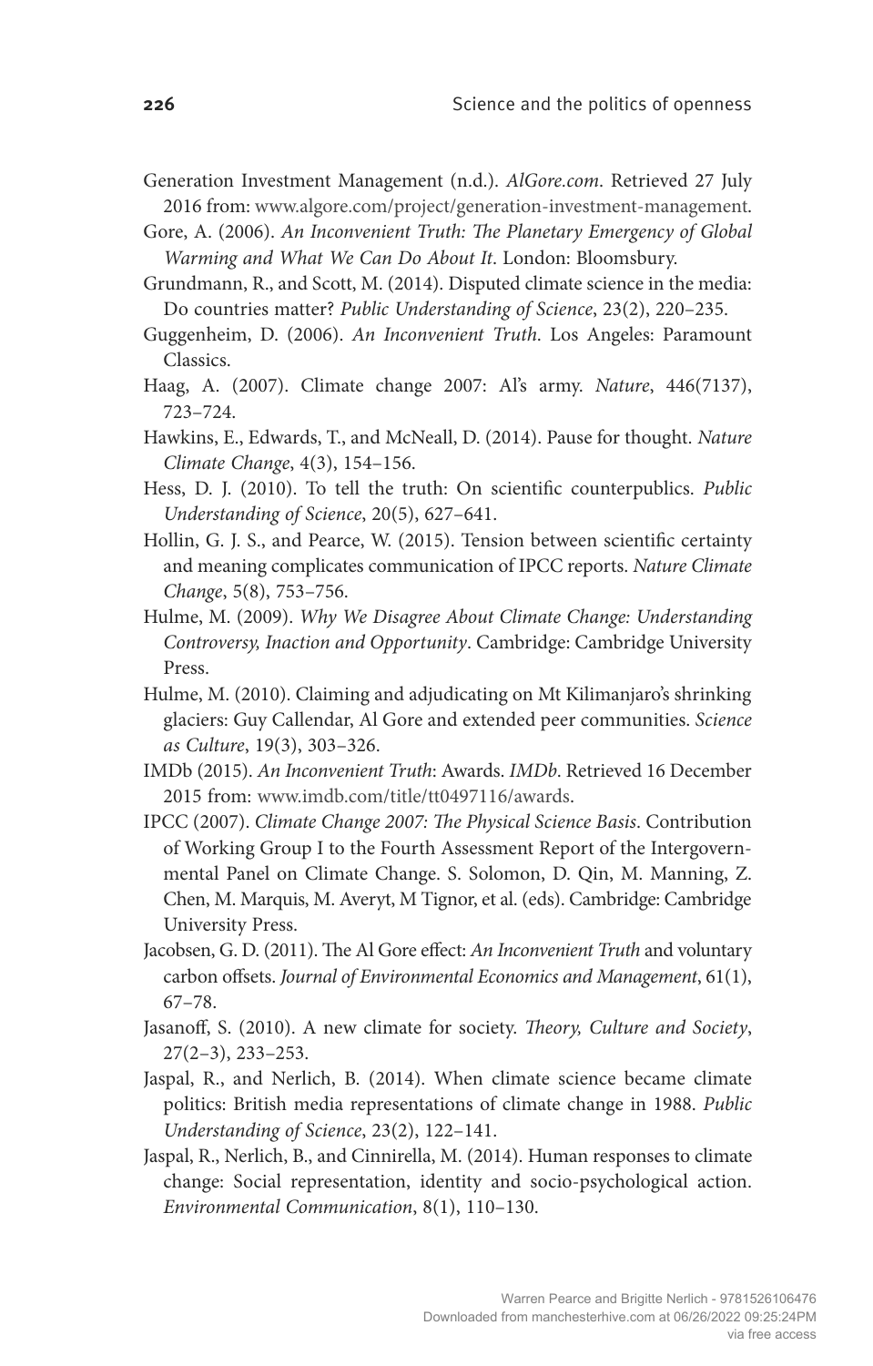Generation Investment Management (n.d.). *AlGore.com*. Retrieved 27 July 2016 from: www.algore.com/project/generation-investment-management.

Gore, A. (2006). *An Inconvenient Truth: The Planetary Emergency of Global Warming and What We Can Do About It*. London: Bloomsbury.

Grundmann, R., and Scott, M. (2014). Disputed climate science in the media: Do countries matter? *Public Understanding of Science*, 23(2), 220–235.

Guggenheim, D. (2006). *An Inconvenient Truth*. Los Angeles: Paramount Classics.

Haag, A. (2007). Climate change 2007: Al's army. *Nature*, 446(7137), 723–724.

Hawkins, E., Edwards, T., and McNeall, D. (2014). Pause for thought. *Nature Climate Change*, 4(3), 154–156.

Hess, D. J. (2010). To tell the truth: On scientific counterpublics. *Public Understanding of Science*, 20(5), 627–641.

Hollin, G. J. S., and Pearce, W. (2015). Tension between scientific certainty and meaning complicates communication of IPCC reports. *Nature Climate Change*, 5(8), 753–756.

Hulme, M. (2009). *Why We Disagree About Climate Change: Understanding Controversy, Inaction and Opportunity*. Cambridge: Cambridge University Press.

Hulme, M. (2010). Claiming and adjudicating on Mt Kilimanjaro's shrinking glaciers: Guy Callendar, Al Gore and extended peer communities. *Science as Culture*, 19(3), 303–326.

IMDb (2015). *An Inconvenient Truth*: Awards. *IMDb*. Retrieved 16 December 2015 from: www.imdb.com/title/tt0497116/awards.

IPCC (2007). *Climate Change 2007: The Physical Science Basis*. Contribution of Working Group I to the Fourth Assessment Report of the Intergovernmental Panel on Climate Change. S. Solomon, D. Qin, M. Manning, Z. Chen, M. Marquis, M. Averyt, M Tignor, et al. (eds). Cambridge: Cambridge University Press.

Jacobsen, G. D. (2011). The Al Gore effect: *An Inconvenient Truth* and voluntary carbon offsets. *Journal of Environmental Economics and Management*, 61(1), 67–78.

Jasanoff, S. (2010). A new climate for society. *Theory, Culture and Society*, 27(2–3), 233–253.

Jaspal, R., and Nerlich, B. (2014). When climate science became climate politics: British media representations of climate change in 1988. *Public Understanding of Science*, 23(2), 122–141.

Jaspal, R., Nerlich, B., and Cinnirella, M. (2014). Human responses to climate change: Social representation, identity and socio-psychological action. *Environmental Communication*, 8(1), 110–130.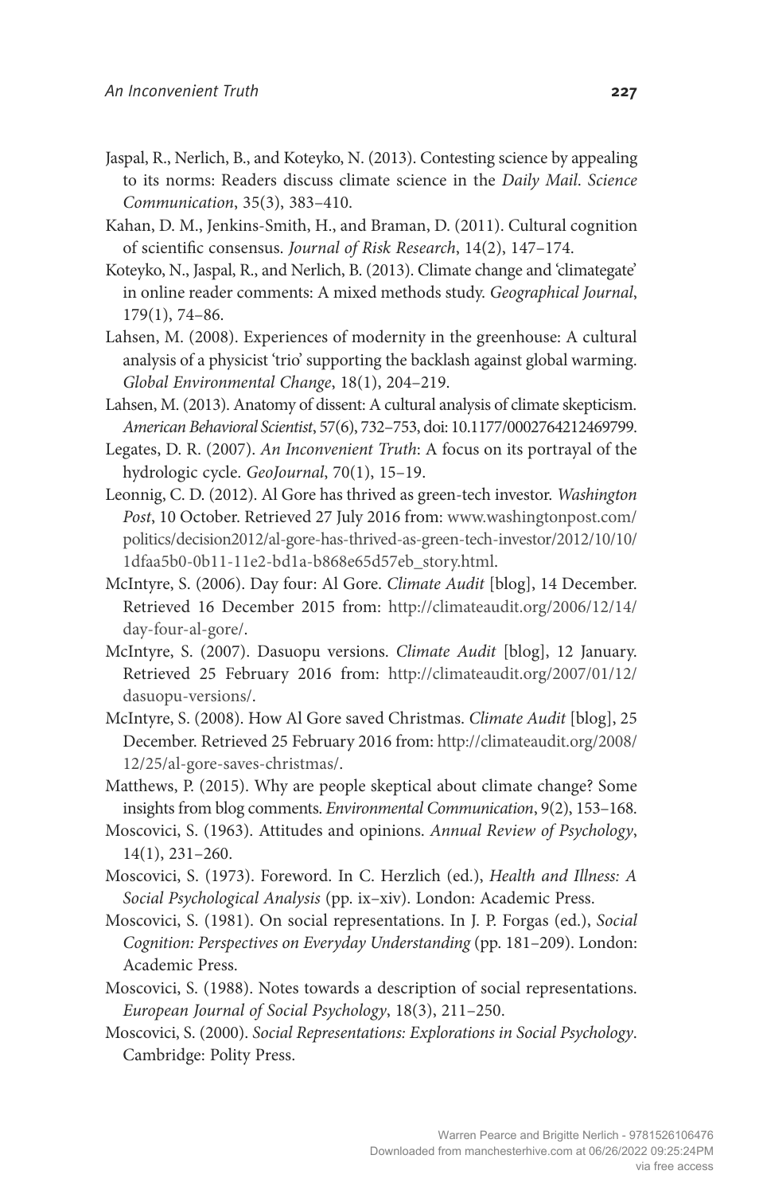Jaspal, R., Nerlich, B., and Koteyko, N. (2013). Contesting science by appealing to its norms: Readers discuss climate science in the *Daily Mail*. *Science Communication*, 35(3), 383–410.

Kahan, D. M., Jenkins-Smith, H., and Braman, D. (2011). Cultural cognition of scientific consensus. *Journal of Risk Research*, 14(2), 147–174.

Koteyko, N., Jaspal, R., and Nerlich, B. (2013). Climate change and 'climategate' in online reader comments: A mixed methods study. *Geographical Journal*, 179(1), 74–86.

Lahsen, M. (2008). Experiences of modernity in the greenhouse: A cultural analysis of a physicist 'trio' supporting the backlash against global warming. *Global Environmental Change*, 18(1), 204–219.

Lahsen, M. (2013). Anatomy of dissent: A cultural analysis of climate skepticism. *American Behavioral Scientist*, 57(6), 732–753, doi: 10.1177/0002764212469799.

Legates, D. R. (2007). *An Inconvenient Truth*: A focus on its portrayal of the hydrologic cycle. *GeoJournal*, 70(1), 15–19.

Leonnig, C. D. (2012). Al Gore has thrived as green-tech investor. *Washington Post*, 10 October. Retrieved 27 July 2016 from: www.washingtonpost.com/politics/decision2012/al-gore-has-thrived-as-green-tech-investor/2012/10/10/1dfaa5b0-0b11-11e2-bd1a-b868e65d57eb_story.html.

McIntyre, S. (2006). Day four: Al Gore. *Climate Audit* [blog], 14 December. Retrieved 16 December 2015 from: http://climateaudit.org/2006/12/14/day-four-al-gore/.

McIntyre, S. (2007). Dasuopu versions. *Climate Audit* [blog], 12 January. Retrieved 25 February 2016 from: http://climateaudit.org/2007/01/12/dasuopu-versions/.

McIntyre, S. (2008). How Al Gore saved Christmas. *Climate Audit* [blog], 25 December. Retrieved 25 February 2016 from: http://climateaudit.org/2008/12/25/al-gore-saves-christmas/.

Matthews, P. (2015). Why are people skeptical about climate change? Some insights from blog comments. *Environmental Communication*, 9(2), 153–168.

Moscovici, S. (1963). Attitudes and opinions. *Annual Review of Psychology*, 14(1), 231–260.

Moscovici, S. (1973). Foreword. In C. Herzlich (ed.), *Health and Illness: A Social Psychological Analysis* (pp. ix–xiv). London: Academic Press.

Moscovici, S. (1981). On social representations. In J. P. Forgas (ed.), *Social Cognition: Perspectives on Everyday Understanding* (pp. 181–209). London: Academic Press.

Moscovici, S. (1988). Notes towards a description of social representations. *European Journal of Social Psychology*, 18(3), 211–250.

Moscovici, S. (2000). *Social Representations: Explorations in Social Psychology*. Cambridge: Polity Press.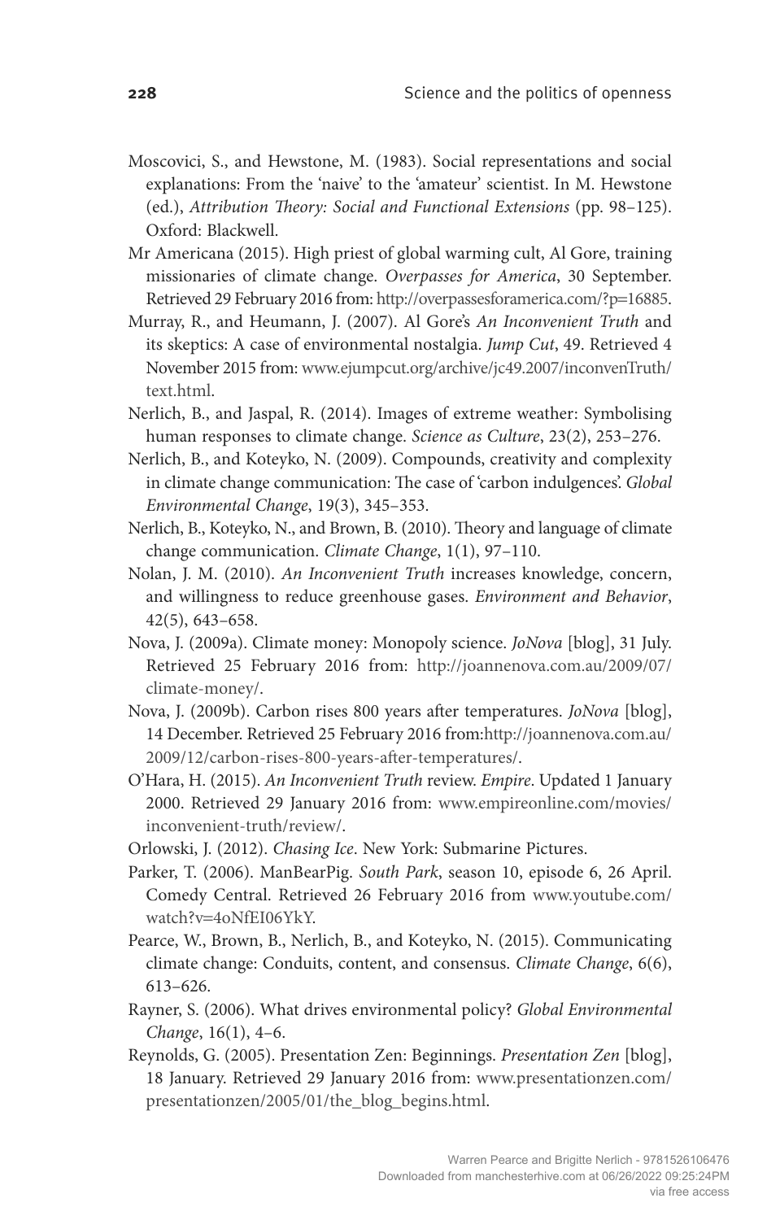Moscovici, S., and Hewstone, M. (1983). Social representations and social explanations: From the 'naive' to the 'amateur' scientist. In M. Hewstone (ed.), *Attribution Theory: Social and Functional Extensions* (pp. 98–125). Oxford: Blackwell.

Mr Americana (2015). High priest of global warming cult, Al Gore, training missionaries of climate change. *Overpasses for America*, 30 September. Retrieved 29 February 2016 from: http://overpassesforamerica.com/?p=16885.

Murray, R., and Heumann, J. (2007). Al Gore's *An Inconvenient Truth* and its skeptics: A case of environmental nostalgia. *Jump Cut*, 49. Retrieved 4 November 2015 from: www.ejumpcut.org/archive/jc49.2007/inconvenTruth/text.html.

Nerlich, B., and Jaspal, R. (2014). Images of extreme weather: Symbolising human responses to climate change. *Science as Culture*, 23(2), 253–276.

Nerlich, B., and Koteyko, N. (2009). Compounds, creativity and complexity in climate change communication: The case of 'carbon indulgences'. *Global Environmental Change*, 19(3), 345–353.

Nerlich, B., Koteyko, N., and Brown, B. (2010). Theory and language of climate change communication. *Climate Change*, 1(1), 97–110.

Nolan, J. M. (2010). *An Inconvenient Truth* increases knowledge, concern, and willingness to reduce greenhouse gases. *Environment and Behavior*, 42(5), 643–658.

Nova, J. (2009a). Climate money: Monopoly science. *JoNova* [blog], 31 July. Retrieved 25 February 2016 from: http://joannenova.com.au/2009/07/climate-money/.

Nova, J. (2009b). Carbon rises 800 years after temperatures. *JoNova* [blog], 14 December. Retrieved 25 February 2016 from:http://joannenova.com.au/2009/12/carbon-rises-800-years-after-temperatures/.

O'Hara, H. (2015). *An Inconvenient Truth* review. *Empire*. Updated 1 January 2000. Retrieved 29 January 2016 from: www.empireonline.com/movies/inconvenient-truth/review/.

Orlowski, J. (2012). *Chasing Ice*. New York: Submarine Pictures.

Parker, T. (2006). ManBearPig. *South Park*, season 10, episode 6, 26 April. Comedy Central. Retrieved 26 February 2016 from www.youtube.com/watch?v=4oNfEI06YkY.

Pearce, W., Brown, B., Nerlich, B., and Koteyko, N. (2015). Communicating climate change: Conduits, content, and consensus. *Climate Change*, 6(6), 613–626.

Rayner, S. (2006). What drives environmental policy? *Global Environmental Change*, 16(1), 4–6.

Reynolds, G. (2005). Presentation Zen: Beginnings. *Presentation Zen* [blog], 18 January. Retrieved 29 January 2016 from: www.presentationzen.com/presentationzen/2005/01/the_blog_begins.html.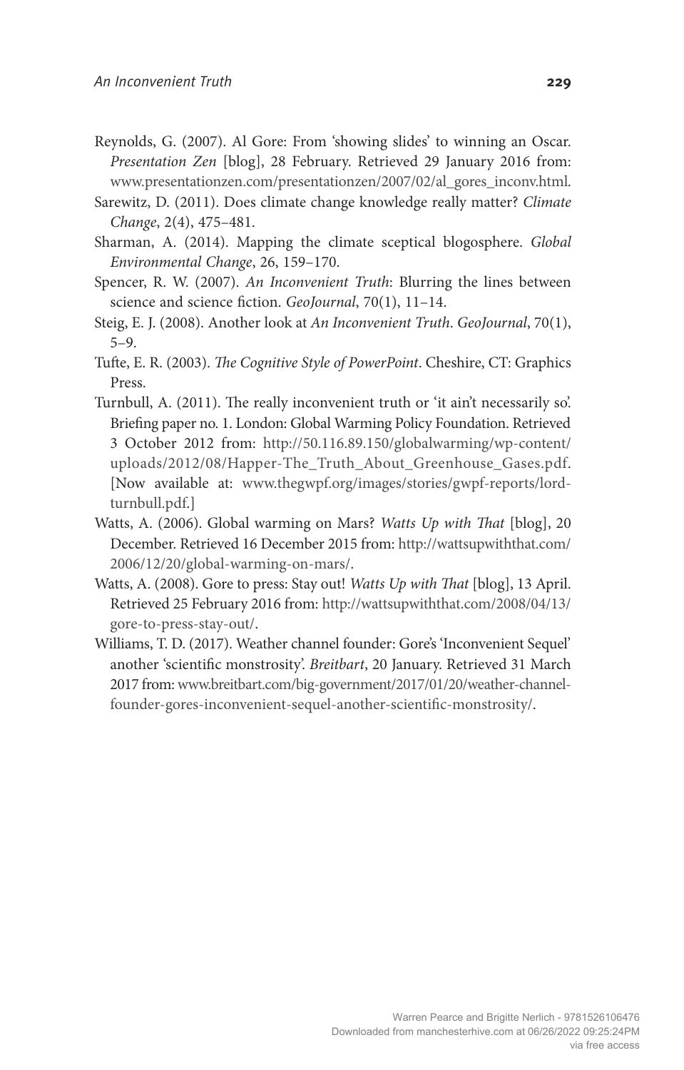Reynolds, G. (2007). Al Gore: From 'showing slides' to winning an Oscar. *Presentation Zen* [blog], 28 February. Retrieved 29 January 2016 from: www.presentationzen.com/presentationzen/2007/02/al_gores_inconv.html.

Sarewitz, D. (2011). Does climate change knowledge really matter? *Climate Change*, 2(4), 475–481.

Sharman, A. (2014). Mapping the climate sceptical blogosphere. *Global Environmental Change*, 26, 159–170.

Spencer, R. W. (2007). *An Inconvenient Truth*: Blurring the lines between science and science fiction. *GeoJournal*, 70(1), 11–14.

Steig, E. J. (2008). Another look at *An Inconvenient Truth*. *GeoJournal*, 70(1), 5–9.

Tufte, E. R. (2003). *The Cognitive Style of PowerPoint*. Cheshire, CT: Graphics Press.

Turnbull, A. (2011). The really inconvenient truth or 'it ain't necessarily so'. Briefing paper no. 1. London: Global Warming Policy Foundation. Retrieved 3 October 2012 from: http://50.116.89.150/globalwarming/wp-content/uploads/2012/08/Happer-The_Truth_About_Greenhouse_Gases.pdf. [Now available at: www.thegwpf.org/images/stories/gwpf-reports/lord-turnbull.pdf.]

Watts, A. (2006). Global warming on Mars? *Watts Up with That* [blog], 20 December. Retrieved 16 December 2015 from: http://wattsupwiththat.com/2006/12/20/global-warming-on-mars/.

Watts, A. (2008). Gore to press: Stay out! *Watts Up with That* [blog], 13 April. Retrieved 25 February 2016 from: http://wattsupwiththat.com/2008/04/13/gore-to-press-stay-out/.

Williams, T. D. (2017). Weather channel founder: Gore's 'Inconvenient Sequel' another 'scientific monstrosity'. *Breitbart*, 20 January. Retrieved 31 March 2017 from: www.breitbart.com/big-government/2017/01/20/weather-channel-founder-gores-inconvenient-sequel-another-scientific-monstrosity/.